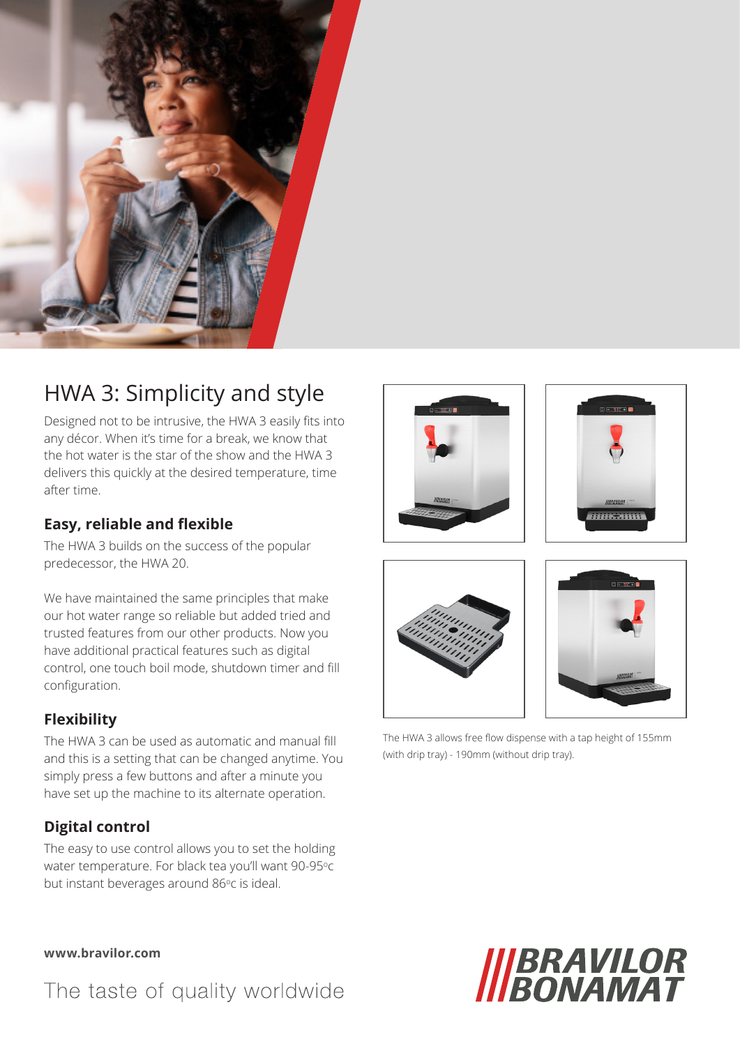# HWA 3: Simplicity and style

Designed not to be intrusive, the HWA 3 easily fits into any décor. When it's time for a break, we know that the hot water is the star of the show and the HWA 3 delivers this quickly at the desired temperature, time after time.

### Easy, reliable and flexible

The HWA 3 builds on the success of the popular predecessor, the HWA 20.

We have maintained the same principles that make our hot water range so reliable but added tried and trusted features from our other products. Now you have additional practical features such as digital control, one touch boil mode, shutdown timer and fill configuration.

### Flexibility

The HWA 3 can be used as automatic and manual fill and this is a setting that can be changed anytime. You simply press a few buttons and after a minute you have set up the machine to its alternate operation.

### Digital control

The easy to use control allows you to set the holding water temperature. For black tea you'll want 90-95ºc but instant beverages around 86ºc is ideal.

The HWA 3 allows free flow dispense with a tap height of 155mm (with drip tray) - 190mm (without drip tray).

**www.bravilor.com**

The taste of quality worldwide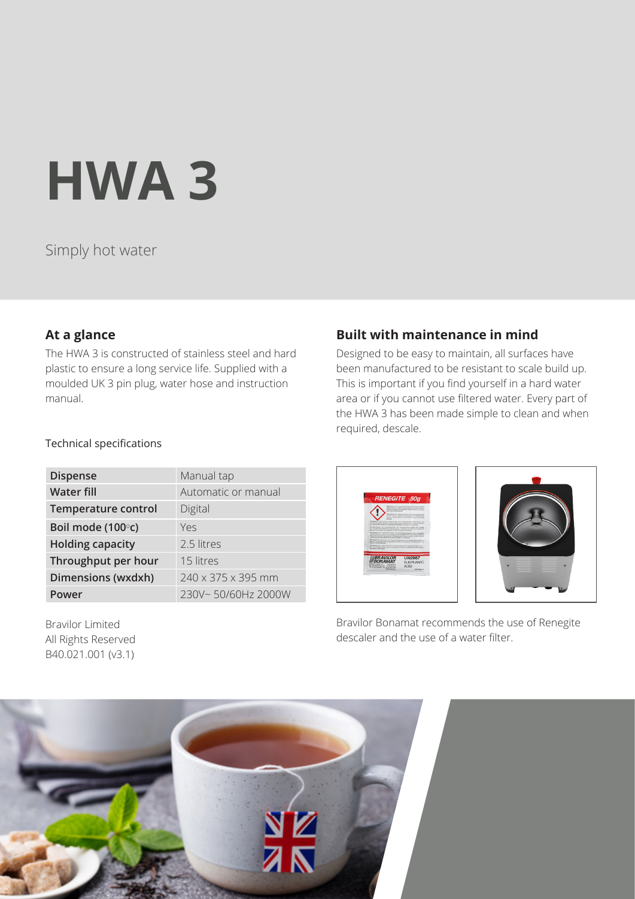# HWA 3

Simply hot water

## At a glance

The HWA 3 is constructed of stainless steel and hard plastic to ensure a long service life. Supplied with a moulded UK 3 pin plug, water hose and instruction manual.

Technical specifications

| | |
|---|---|
| **Dispense** | Manual tap |
| **Water fill** | Automatic or manual |
| **Temperature control** | Digital |
| **Boil mode (100°c)** | Yes |
| **Holding capacity** | 2.5 litres |
| **Throughput per hour** | 15 litres |
| **Dimensions (wxdxh)** | 240 x 375 x 395 mm |
| **Power** | 230V~ 50/60Hz 2000W |

Bravilor Limited
All Rights Reserved
B40.021.001 (v3.1)

## Built with maintenance in mind

Designed to be easy to maintain, all surfaces have been manufactured to be resistant to scale build up. This is important if you find yourself in a hard water area or if you cannot use filtered water. Every part of the HWA 3 has been made simple to clean and when required, descale.

Bravilor Bonamat recommends the use of Renegite descaler and the use of a water filter.